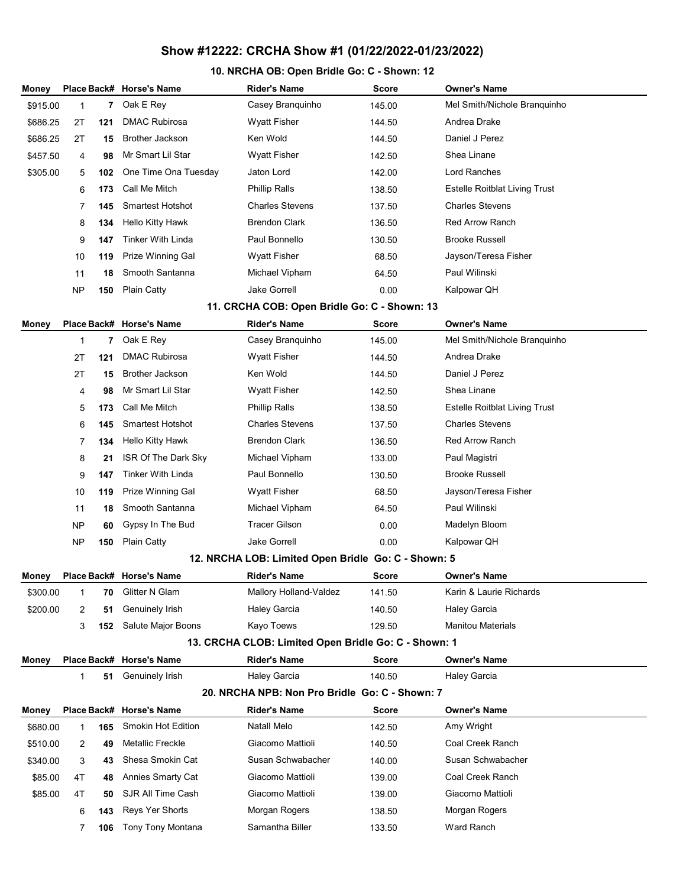# Show #12222: CRCHA Show #1 (01/22/2022-01/23/2022)

## 10. NRCHA OB: Open Bridle Go: C - Shown: 12

| Money | Place | Back# | Horse's Name | Rider's Name | Score | Owner's Name |
|---|---|---|---|---|---|---|
| $915.00 | 1 | 7 | Oak E Rey | Casey Branquinho | 145.00 | Mel Smith/Nichole Branquinho |
| $686.25 | 2T | 121 | DMAC Rubirosa | Wyatt Fisher | 144.50 | Andrea Drake |
| $686.25 | 2T | 15 | Brother Jackson | Ken Wold | 144.50 | Daniel J Perez |
| $457.50 | 4 | 98 | Mr Smart Lil Star | Wyatt Fisher | 142.50 | Shea Linane |
| $305.00 | 5 | 102 | One Time Ona Tuesday | Jaton Lord | 142.00 | Lord Ranches |
| | 6 | 173 | Call Me Mitch | Phillip Ralls | 138.50 | Estelle Roitblat Living Trust |
| | 7 | 145 | Smartest Hotshot | Charles Stevens | 137.50 | Charles Stevens |
| | 8 | 134 | Hello Kitty Hawk | Brendon Clark | 136.50 | Red Arrow Ranch |
| | 9 | 147 | Tinker With Linda | Paul Bonnello | 130.50 | Brooke Russell |
| | 10 | 119 | Prize Winning Gal | Wyatt Fisher | 68.50 | Jayson/Teresa Fisher |
| | 11 | 18 | Smooth Santanna | Michael Vipham | 64.50 | Paul Wilinski |
| | NP | 150 | Plain Catty | Jake Gorrell | 0.00 | Kalpowar QH |

## 11. CRCHA COB: Open Bridle Go: C - Shown: 13

| Money | Place | Back# | Horse's Name | Rider's Name | Score | Owner's Name |
|---|---|---|---|---|---|---|
| | 1 | 7 | Oak E Rey | Casey Branquinho | 145.00 | Mel Smith/Nichole Branquinho |
| | 2T | 121 | DMAC Rubirosa | Wyatt Fisher | 144.50 | Andrea Drake |
| | 2T | 15 | Brother Jackson | Ken Wold | 144.50 | Daniel J Perez |
| | 4 | 98 | Mr Smart Lil Star | Wyatt Fisher | 142.50 | Shea Linane |
| | 5 | 173 | Call Me Mitch | Phillip Ralls | 138.50 | Estelle Roitblat Living Trust |
| | 6 | 145 | Smartest Hotshot | Charles Stevens | 137.50 | Charles Stevens |
| | 7 | 134 | Hello Kitty Hawk | Brendon Clark | 136.50 | Red Arrow Ranch |
| | 8 | 21 | ISR Of The Dark Sky | Michael Vipham | 133.00 | Paul Magistri |
| | 9 | 147 | Tinker With Linda | Paul Bonnello | 130.50 | Brooke Russell |
| | 10 | 119 | Prize Winning Gal | Wyatt Fisher | 68.50 | Jayson/Teresa Fisher |
| | 11 | 18 | Smooth Santanna | Michael Vipham | 64.50 | Paul Wilinski |
| | NP | 60 | Gypsy In The Bud | Tracer Gilson | 0.00 | Madelyn Bloom |
| | NP | 150 | Plain Catty | Jake Gorrell | 0.00 | Kalpowar QH |

## 12. NRCHA LOB: Limited Open Bridle Go: C - Shown: 5

| Money | Place | Back# | Horse's Name | Rider's Name | Score | Owner's Name |
|---|---|---|---|---|---|---|
| $300.00 | 1 | 70 | Glitter N Glam | Mallory Holland-Valdez | 141.50 | Karin & Laurie Richards |
| $200.00 | 2 | 51 | Genuinely Irish | Haley Garcia | 140.50 | Haley Garcia |
| | 3 | 152 | Salute Major Boons | Kayo Toews | 129.50 | Manitou Materials |

## 13. CRCHA CLOB: Limited Open Bridle Go: C - Shown: 1

| Money | Place | Back# | Horse's Name | Rider's Name | Score | Owner's Name |
|---|---|---|---|---|---|---|
| | 1 | 51 | Genuinely Irish | Haley Garcia | 140.50 | Haley Garcia |

## 20. NRCHA NPB: Non Pro Bridle Go: C - Shown: 7

| Money | Place | Back# | Horse's Name | Rider's Name | Score | Owner's Name |
|---|---|---|---|---|---|---|
| $680.00 | 1 | 165 | Smokin Hot Edition | Natall Melo | 142.50 | Amy Wright |
| $510.00 | 2 | 49 | Metallic Freckle | Giacomo Mattioli | 140.50 | Coal Creek Ranch |
| $340.00 | 3 | 43 | Shesa Smokin Cat | Susan Schwabacher | 140.00 | Susan Schwabacher |
| $85.00 | 4T | 48 | Annies Smarty Cat | Giacomo Mattioli | 139.00 | Coal Creek Ranch |
| $85.00 | 4T | 50 | SJR All Time Cash | Giacomo Mattioli | 139.00 | Giacomo Mattioli |
| | 6 | 143 | Reys Yer Shorts | Morgan Rogers | 138.50 | Morgan Rogers |
| | 7 | 106 | Tony Tony Montana | Samantha Biller | 133.50 | Ward Ranch |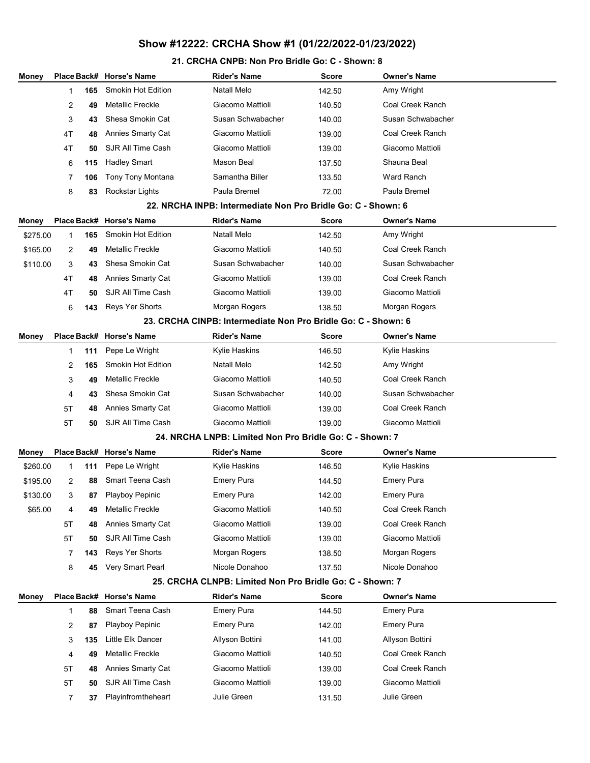# Show #12222: CRCHA Show #1 (01/22/2022-01/23/2022)

## 21. CRCHA CNPB: Non Pro Bridle Go: C - Shown: 8

| Money | Place | Back# | Horse's Name | Rider's Name | Score | Owner's Name |
|---|---|---|---|---|---|---|
| | 1 | **165** | Smokin Hot Edition | Natall Melo | 142.50 | Amy Wright |
| | 2 | **49** | Metallic Freckle | Giacomo Mattioli | 140.50 | Coal Creek Ranch |
| | 3 | **43** | Shesa Smokin Cat | Susan Schwabacher | 140.00 | Susan Schwabacher |
| | 4T | **48** | Annies Smarty Cat | Giacomo Mattioli | 139.00 | Coal Creek Ranch |
| | 4T | **50** | SJR All Time Cash | Giacomo Mattioli | 139.00 | Giacomo Mattioli |
| | 6 | **115** | Hadley Smart | Mason Beal | 137.50 | Shauna Beal |
| | 7 | **106** | Tony Tony Montana | Samantha Biller | 133.50 | Ward Ranch |
| | 8 | **83** | Rockstar Lights | Paula Bremel | 72.00 | Paula Bremel |

## 22. NRCHA INPB: Intermediate Non Pro Bridle Go: C - Shown: 6

| Money | Place | Back# | Horse's Name | Rider's Name | Score | Owner's Name |
|---|---|---|---|---|---|---|
| $275.00 | 1 | **165** | Smokin Hot Edition | Natall Melo | 142.50 | Amy Wright |
| $165.00 | 2 | **49** | Metallic Freckle | Giacomo Mattioli | 140.50 | Coal Creek Ranch |
| $110.00 | 3 | **43** | Shesa Smokin Cat | Susan Schwabacher | 140.00 | Susan Schwabacher |
| | 4T | **48** | Annies Smarty Cat | Giacomo Mattioli | 139.00 | Coal Creek Ranch |
| | 4T | **50** | SJR All Time Cash | Giacomo Mattioli | 139.00 | Giacomo Mattioli |
| | 6 | **143** | Reys Yer Shorts | Morgan Rogers | 138.50 | Morgan Rogers |

## 23. CRCHA CINPB: Intermediate Non Pro Bridle Go: C - Shown: 6

| Money | Place | Back# | Horse's Name | Rider's Name | Score | Owner's Name |
|---|---|---|---|---|---|---|
| | 1 | **111** | Pepe Le Wright | Kylie Haskins | 146.50 | Kylie Haskins |
| | 2 | **165** | Smokin Hot Edition | Natall Melo | 142.50 | Amy Wright |
| | 3 | **49** | Metallic Freckle | Giacomo Mattioli | 140.50 | Coal Creek Ranch |
| | 4 | **43** | Shesa Smokin Cat | Susan Schwabacher | 140.00 | Susan Schwabacher |
| | 5T | **48** | Annies Smarty Cat | Giacomo Mattioli | 139.00 | Coal Creek Ranch |
| | 5T | **50** | SJR All Time Cash | Giacomo Mattioli | 139.00 | Giacomo Mattioli |

## 24. NRCHA LNPB: Limited Non Pro Bridle Go: C - Shown: 7

| Money | Place | Back# | Horse's Name | Rider's Name | Score | Owner's Name |
|---|---|---|---|---|---|---|
| $260.00 | 1 | **111** | Pepe Le Wright | Kylie Haskins | 146.50 | Kylie Haskins |
| $195.00 | 2 | **88** | Smart Teena Cash | Emery Pura | 144.50 | Emery Pura |
| $130.00 | 3 | **87** | Playboy Pepinic | Emery Pura | 142.00 | Emery Pura |
| $65.00 | 4 | **49** | Metallic Freckle | Giacomo Mattioli | 140.50 | Coal Creek Ranch |
| | 5T | **48** | Annies Smarty Cat | Giacomo Mattioli | 139.00 | Coal Creek Ranch |
| | 5T | **50** | SJR All Time Cash | Giacomo Mattioli | 139.00 | Giacomo Mattioli |
| | 7 | **143** | Reys Yer Shorts | Morgan Rogers | 138.50 | Morgan Rogers |
| | 8 | **45** | Very Smart Pearl | Nicole Donahoo | 137.50 | Nicole Donahoo |

## 25. CRCHA CLNPB: Limited Non Pro Bridle Go: C - Shown: 7

| Money | Place | Back# | Horse's Name | Rider's Name | Score | Owner's Name |
|---|---|---|---|---|---|---|
| | 1 | **88** | Smart Teena Cash | Emery Pura | 144.50 | Emery Pura |
| | 2 | **87** | Playboy Pepinic | Emery Pura | 142.00 | Emery Pura |
| | 3 | **135** | Little Elk Dancer | Allyson Bottini | 141.00 | Allyson Bottini |
| | 4 | **49** | Metallic Freckle | Giacomo Mattioli | 140.50 | Coal Creek Ranch |
| | 5T | **48** | Annies Smarty Cat | Giacomo Mattioli | 139.00 | Coal Creek Ranch |
| | 5T | **50** | SJR All Time Cash | Giacomo Mattioli | 139.00 | Giacomo Mattioli |
| | 7 | **37** | Playinfromtheheart | Julie Green | 131.50 | Julie Green |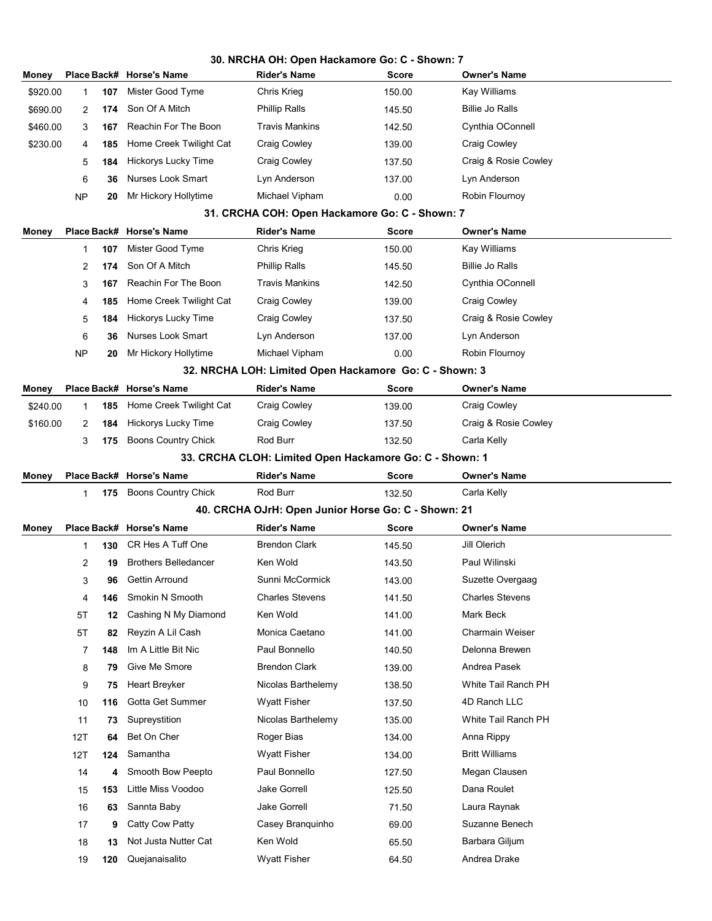### 30. NRCHA OH: Open Hackamore Go: C - Shown: 7

| Money | Place | Back# | Horse's Name | Rider's Name | Score | Owner's Name |
|---|---|---|---|---|---|---|
| $920.00 | 1 | 107 | Mister Good Tyme | Chris Krieg | 150.00 | Kay Williams |
| $690.00 | 2 | 174 | Son Of A Mitch | Phillip Ralls | 145.50 | Billie Jo Ralls |
| $460.00 | 3 | 167 | Reachin For The Boon | Travis Mankins | 142.50 | Cynthia OConnell |
| $230.00 | 4 | 185 | Home Creek Twilight Cat | Craig Cowley | 139.00 | Craig Cowley |
| | 5 | 184 | Hickorys Lucky Time | Craig Cowley | 137.50 | Craig & Rosie Cowley |
| | 6 | 36 | Nurses Look Smart | Lyn Anderson | 137.00 | Lyn Anderson |
| | NP | 20 | Mr Hickory Hollytime | Michael Vipham | 0.00 | Robin Flournoy |

### 31. CRCHA COH: Open Hackamore Go: C - Shown: 7

| Money | Place | Back# | Horse's Name | Rider's Name | Score | Owner's Name |
|---|---|---|---|---|---|---|
| | 1 | 107 | Mister Good Tyme | Chris Krieg | 150.00 | Kay Williams |
| | 2 | 174 | Son Of A Mitch | Phillip Ralls | 145.50 | Billie Jo Ralls |
| | 3 | 167 | Reachin For The Boon | Travis Mankins | 142.50 | Cynthia OConnell |
| | 4 | 185 | Home Creek Twilight Cat | Craig Cowley | 139.00 | Craig Cowley |
| | 5 | 184 | Hickorys Lucky Time | Craig Cowley | 137.50 | Craig & Rosie Cowley |
| | 6 | 36 | Nurses Look Smart | Lyn Anderson | 137.00 | Lyn Anderson |
| | NP | 20 | Mr Hickory Hollytime | Michael Vipham | 0.00 | Robin Flournoy |

### 32. NRCHA LOH: Limited Open Hackamore Go: C - Shown: 3

| Money | Place | Back# | Horse's Name | Rider's Name | Score | Owner's Name |
|---|---|---|---|---|---|---|
| $240.00 | 1 | 185 | Home Creek Twilight Cat | Craig Cowley | 139.00 | Craig Cowley |
| $160.00 | 2 | 184 | Hickorys Lucky Time | Craig Cowley | 137.50 | Craig & Rosie Cowley |
| | 3 | 175 | Boons Country Chick | Rod Burr | 132.50 | Carla Kelly |

### 33. CRCHA CLOH: Limited Open Hackamore Go: C - Shown: 1

| Money | Place | Back# | Horse's Name | Rider's Name | Score | Owner's Name |
|---|---|---|---|---|---|---|
| | 1 | 175 | Boons Country Chick | Rod Burr | 132.50 | Carla Kelly |

### 40. CRCHA OJrH: Open Junior Horse Go: C - Shown: 21

| Money | Place | Back# | Horse's Name | Rider's Name | Score | Owner's Name |
|---|---|---|---|---|---|---|
| | 1 | 130 | CR Hes A Tuff One | Brendon Clark | 145.50 | Jill Olerich |
| | 2 | 19 | Brothers Belledancer | Ken Wold | 143.50 | Paul Wilinski |
| | 3 | 96 | Gettin Arround | Sunni McCormick | 143.00 | Suzette Overgaag |
| | 4 | 146 | Smokin N Smooth | Charles Stevens | 141.50 | Charles Stevens |
| | 5T | 12 | Cashing N My Diamond | Ken Wold | 141.00 | Mark Beck |
| | 5T | 82 | Reyzin A Lil Cash | Monica Caetano | 141.00 | Charmain Weiser |
| | 7 | 148 | Im A Little Bit Nic | Paul Bonnello | 140.50 | Delonna Brewen |
| | 8 | 79 | Give Me Smore | Brendon Clark | 139.00 | Andrea Pasek |
| | 9 | 75 | Heart Breyker | Nicolas Barthelemy | 138.50 | White Tail Ranch PH |
| | 10 | 116 | Gotta Get Summer | Wyatt Fisher | 137.50 | 4D Ranch LLC |
| | 11 | 73 | Supreystition | Nicolas Barthelemy | 135.00 | White Tail Ranch PH |
| | 12T | 64 | Bet On Cher | Roger Bias | 134.00 | Anna Rippy |
| | 12T | 124 | Samantha | Wyatt Fisher | 134.00 | Britt Williams |
| | 14 | 4 | Smooth Bow Peepto | Paul Bonnello | 127.50 | Megan Clausen |
| | 15 | 153 | Little Miss Voodoo | Jake Gorrell | 125.50 | Dana Roulet |
| | 16 | 63 | Sannta Baby | Jake Gorrell | 71.50 | Laura Raynak |
| | 17 | 9 | Catty Cow Patty | Casey Branquinho | 69.00 | Suzanne Benech |
| | 18 | 13 | Not Justa Nutter Cat | Ken Wold | 65.50 | Barbara Giljum |
| | 19 | 120 | Quejanaisalito | Wyatt Fisher | 64.50 | Andrea Drake |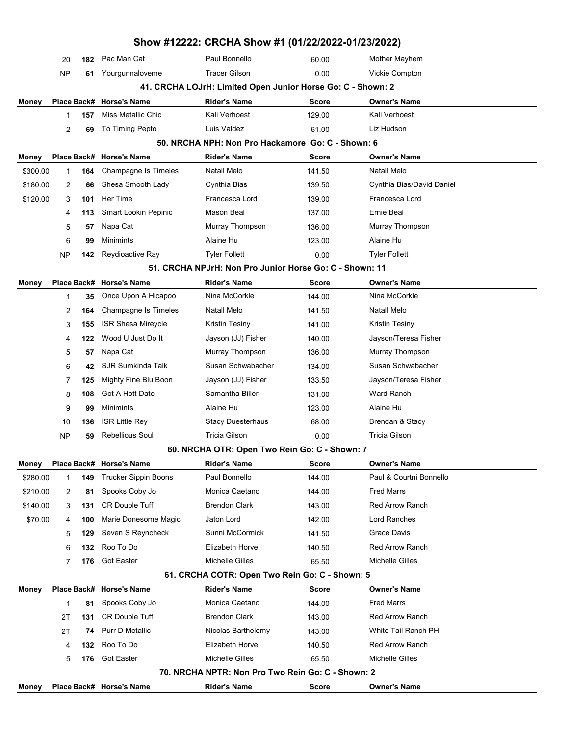# Show #12222: CRCHA Show #1 (01/22/2022-01/23/2022)

| Money | Place | Back# | Horse's Name | Rider's Name | Score | Owner's Name |
|---|---|---|---|---|---|---|
| | 20 | 182 | Pac Man Cat | Paul Bonnello | 60.00 | Mother Mayhem |
| | NP | 61 | Yourgunnaloveme | Tracer Gilson | 0.00 | Vickie Compton |

## 41. CRCHA LOJrH: Limited Open Junior Horse Go: C - Shown: 2

| Money | Place | Back# | Horse's Name | Rider's Name | Score | Owner's Name |
|---|---|---|---|---|---|---|
| | 1 | 157 | Miss Metallic Chic | Kali Verhoest | 129.00 | Kali Verhoest |
| | 2 | 69 | To Timing Pepto | Luis Valdez | 61.00 | Liz Hudson |

## 50. NRCHA NPH: Non Pro Hackamore Go: C - Shown: 6

| Money | Place | Back# | Horse's Name | Rider's Name | Score | Owner's Name |
|---|---|---|---|---|---|---|
| $300.00 | 1 | 164 | Champagne Is Timeles | Natall Melo | 141.50 | Natall Melo |
| $180.00 | 2 | 66 | Shesa Smooth Lady | Cynthia Bias | 139.50 | Cynthia Bias/David Daniel |
| $120.00 | 3 | 101 | Her Time | Francesca Lord | 139.00 | Francesca Lord |
| | 4 | 113 | Smart Lookin Pepinic | Mason Beal | 137.00 | Ernie Beal |
| | 5 | 57 | Napa Cat | Murray Thompson | 136.00 | Murray Thompson |
| | 6 | 99 | Minimints | Alaine Hu | 123.00 | Alaine Hu |
| | NP | 142 | Reydioactive Ray | Tyler Follett | 0.00 | Tyler Follett |

## 51. CRCHA NPJrH: Non Pro Junior Horse Go: C - Shown: 11

| Money | Place | Back# | Horse's Name | Rider's Name | Score | Owner's Name |
|---|---|---|---|---|---|---|
| | 1 | 35 | Once Upon A Hicapoo | Nina McCorkle | 144.00 | Nina McCorkle |
| | 2 | 164 | Champagne Is Timeles | Natall Melo | 141.50 | Natall Melo |
| | 3 | 155 | ISR Shesa Mireycle | Kristin Tesiny | 141.00 | Kristin Tesiny |
| | 4 | 122 | Wood U Just Do It | Jayson (JJ) Fisher | 140.00 | Jayson/Teresa Fisher |
| | 5 | 57 | Napa Cat | Murray Thompson | 136.00 | Murray Thompson |
| | 6 | 42 | SJR Sumkinda Talk | Susan Schwabacher | 134.00 | Susan Schwabacher |
| | 7 | 125 | Mighty Fine Blu Boon | Jayson (JJ) Fisher | 133.50 | Jayson/Teresa Fisher |
| | 8 | 108 | Got A Hott Date | Samantha Biller | 131.00 | Ward Ranch |
| | 9 | 99 | Minimints | Alaine Hu | 123.00 | Alaine Hu |
| | 10 | 136 | ISR Little Rey | Stacy Duesterhaus | 68.00 | Brendan & Stacy |
| | NP | 59 | Rebellious Soul | Tricia Gilson | 0.00 | Tricia Gilson |

## 60. NRCHA OTR: Open Two Rein Go: C - Shown: 7

| Money | Place | Back# | Horse's Name | Rider's Name | Score | Owner's Name |
|---|---|---|---|---|---|---|
| $280.00 | 1 | 149 | Trucker Sippin Boons | Paul Bonnello | 144.00 | Paul & Courtni Bonnello |
| $210.00 | 2 | 81 | Spooks Coby Jo | Monica Caetano | 144.00 | Fred Marrs |
| $140.00 | 3 | 131 | CR Double Tuff | Brendon Clark | 143.00 | Red Arrow Ranch |
| $70.00 | 4 | 100 | Marie Donesome Magic | Jaton Lord | 142.00 | Lord Ranches |
| | 5 | 129 | Seven S Reyncheck | Sunni McCormick | 141.50 | Grace Davis |
| | 6 | 132 | Roo To Do | Elizabeth Horve | 140.50 | Red Arrow Ranch |
| | 7 | 176 | Got Easter | Michelle Gilles | 65.50 | Michelle Gilles |

## 61. CRCHA COTR: Open Two Rein Go: C - Shown: 5

| Money | Place | Back# | Horse's Name | Rider's Name | Score | Owner's Name |
|---|---|---|---|---|---|---|
| | 1 | 81 | Spooks Coby Jo | Monica Caetano | 144.00 | Fred Marrs |
| | 2T | 131 | CR Double Tuff | Brendon Clark | 143.00 | Red Arrow Ranch |
| | 2T | 74 | Purr D Metallic | Nicolas Barthelemy | 143.00 | White Tail Ranch PH |
| | 4 | 132 | Roo To Do | Elizabeth Horve | 140.50 | Red Arrow Ranch |
| | 5 | 176 | Got Easter | Michelle Gilles | 65.50 | Michelle Gilles |

## 70. NRCHA NPTR: Non Pro Two Rein Go: C - Shown: 2

| Money | Place | Back# | Horse's Name | Rider's Name | Score | Owner's Name |
|---|---|---|---|---|---|---|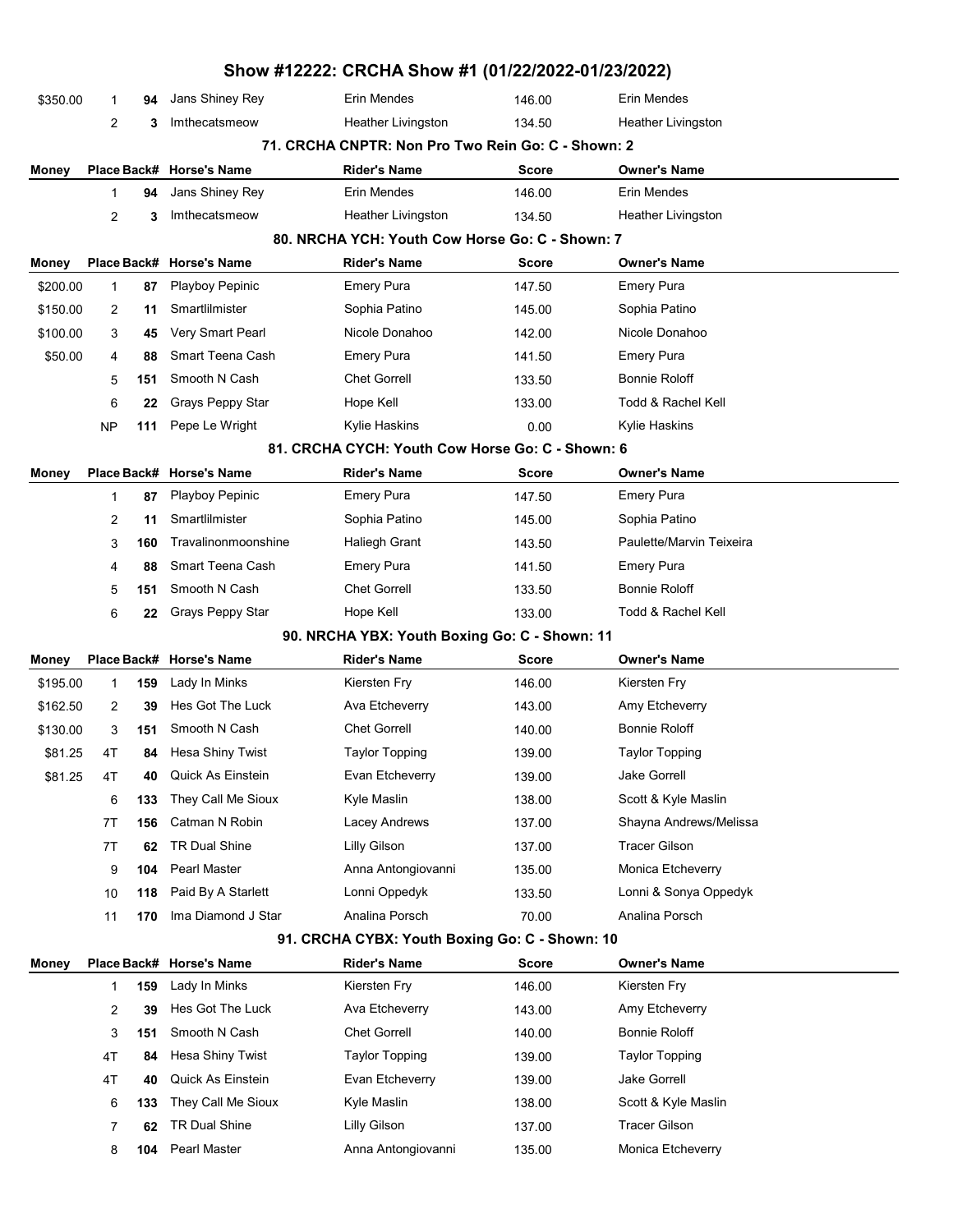# Show #12222: CRCHA Show #1 (01/22/2022-01/23/2022)

| Money | Place | Back# | Horse's Name | Rider's Name | Score | Owner's Name |
|---|---|---|---|---|---|---|
| $350.00 | 1 | 94 | Jans Shiney Rey | Erin Mendes | 146.00 | Erin Mendes |
| | 2 | 3 | Imthecatsmeow | Heather Livingston | 134.50 | Heather Livingston |

### 71. CRCHA CNPTR: Non Pro Two Rein Go: C - Shown: 2

| Money | Place | Back# | Horse's Name | Rider's Name | Score | Owner's Name |
|---|---|---|---|---|---|---|
| | 1 | 94 | Jans Shiney Rey | Erin Mendes | 146.00 | Erin Mendes |
| | 2 | 3 | Imthecatsmeow | Heather Livingston | 134.50 | Heather Livingston |

### 80. NRCHA YCH: Youth Cow Horse Go: C - Shown: 7

| Money | Place | Back# | Horse's Name | Rider's Name | Score | Owner's Name |
|---|---|---|---|---|---|---|
| $200.00 | 1 | 87 | Playboy Pepinic | Emery Pura | 147.50 | Emery Pura |
| $150.00 | 2 | 11 | Smartlilmister | Sophia Patino | 145.00 | Sophia Patino |
| $100.00 | 3 | 45 | Very Smart Pearl | Nicole Donahoo | 142.00 | Nicole Donahoo |
| $50.00 | 4 | 88 | Smart Teena Cash | Emery Pura | 141.50 | Emery Pura |
| | 5 | 151 | Smooth N Cash | Chet Gorrell | 133.50 | Bonnie Roloff |
| | 6 | 22 | Grays Peppy Star | Hope Kell | 133.00 | Todd & Rachel Kell |
| | NP | 111 | Pepe Le Wright | Kylie Haskins | 0.00 | Kylie Haskins |

### 81. CRCHA CYCH: Youth Cow Horse Go: C - Shown: 6

| Money | Place | Back# | Horse's Name | Rider's Name | Score | Owner's Name |
|---|---|---|---|---|---|---|
| | 1 | 87 | Playboy Pepinic | Emery Pura | 147.50 | Emery Pura |
| | 2 | 11 | Smartlilmister | Sophia Patino | 145.00 | Sophia Patino |
| | 3 | 160 | Travalinonmoonshine | Haliegh Grant | 143.50 | Paulette/Marvin Teixeira |
| | 4 | 88 | Smart Teena Cash | Emery Pura | 141.50 | Emery Pura |
| | 5 | 151 | Smooth N Cash | Chet Gorrell | 133.50 | Bonnie Roloff |
| | 6 | 22 | Grays Peppy Star | Hope Kell | 133.00 | Todd & Rachel Kell |

### 90. NRCHA YBX: Youth Boxing Go: C - Shown: 11

| Money | Place | Back# | Horse's Name | Rider's Name | Score | Owner's Name |
|---|---|---|---|---|---|---|
| $195.00 | 1 | 159 | Lady In Minks | Kiersten Fry | 146.00 | Kiersten Fry |
| $162.50 | 2 | 39 | Hes Got The Luck | Ava Etcheverry | 143.00 | Amy Etcheverry |
| $130.00 | 3 | 151 | Smooth N Cash | Chet Gorrell | 140.00 | Bonnie Roloff |
| $81.25 | 4T | 84 | Hesa Shiny Twist | Taylor Topping | 139.00 | Taylor Topping |
| $81.25 | 4T | 40 | Quick As Einstein | Evan Etcheverry | 139.00 | Jake Gorrell |
| | 6 | 133 | They Call Me Sioux | Kyle Maslin | 138.00 | Scott & Kyle Maslin |
| | 7T | 156 | Catman N Robin | Lacey Andrews | 137.00 | Shayna Andrews/Melissa |
| | 7T | 62 | TR Dual Shine | Lilly Gilson | 137.00 | Tracer Gilson |
| | 9 | 104 | Pearl Master | Anna Antongiovanni | 135.00 | Monica Etcheverry |
| | 10 | 118 | Paid By A Starlett | Lonni Oppedyk | 133.50 | Lonni & Sonya Oppedyk |
| | 11 | 170 | Ima Diamond J Star | Analina Porsch | 70.00 | Analina Porsch |

### 91. CRCHA CYBX: Youth Boxing Go: C - Shown: 10

| Money | Place | Back# | Horse's Name | Rider's Name | Score | Owner's Name |
|---|---|---|---|---|---|---|
| | 1 | 159 | Lady In Minks | Kiersten Fry | 146.00 | Kiersten Fry |
| | 2 | 39 | Hes Got The Luck | Ava Etcheverry | 143.00 | Amy Etcheverry |
| | 3 | 151 | Smooth N Cash | Chet Gorrell | 140.00 | Bonnie Roloff |
| | 4T | 84 | Hesa Shiny Twist | Taylor Topping | 139.00 | Taylor Topping |
| | 4T | 40 | Quick As Einstein | Evan Etcheverry | 139.00 | Jake Gorrell |
| | 6 | 133 | They Call Me Sioux | Kyle Maslin | 138.00 | Scott & Kyle Maslin |
| | 7 | 62 | TR Dual Shine | Lilly Gilson | 137.00 | Tracer Gilson |
| | 8 | 104 | Pearl Master | Anna Antongiovanni | 135.00 | Monica Etcheverry |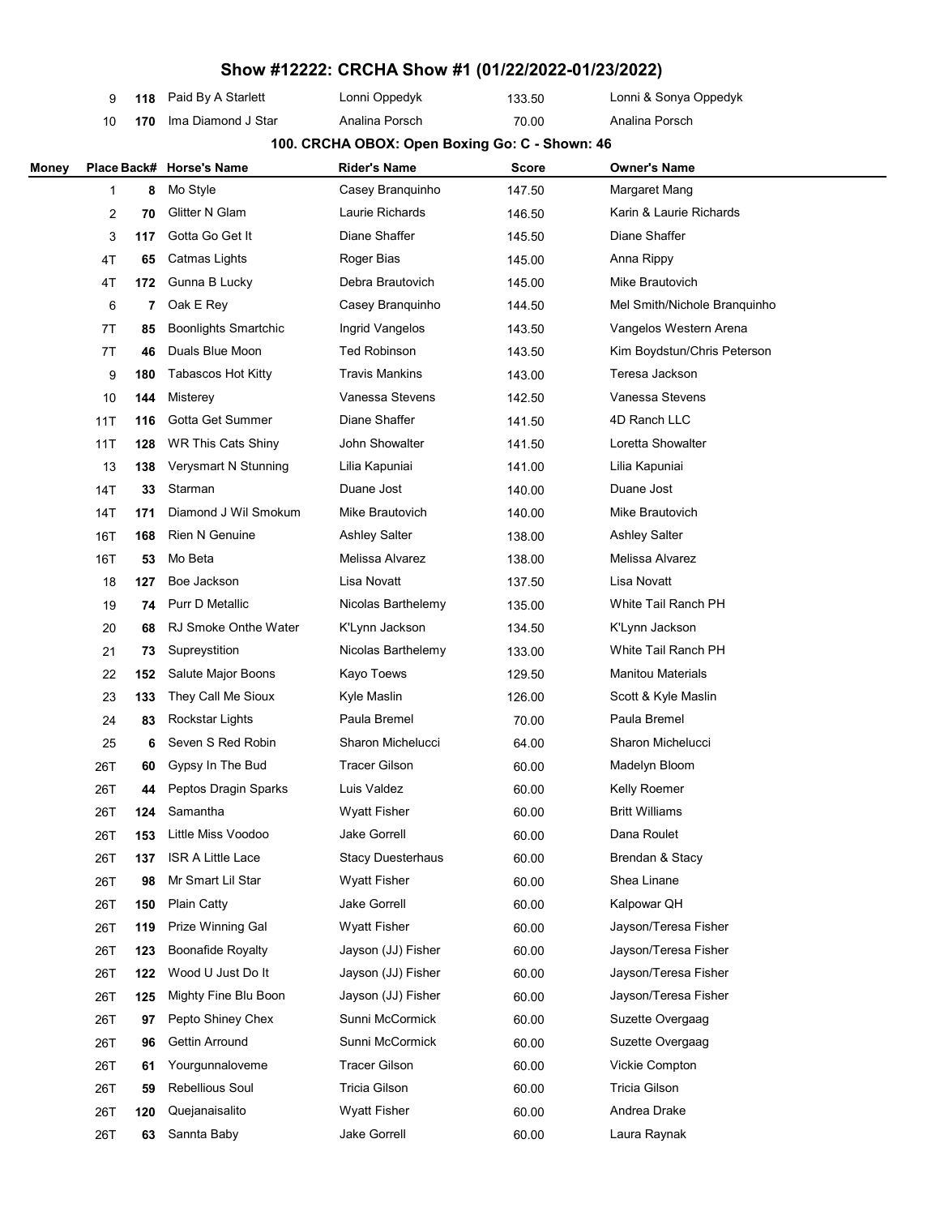# Show #12222: CRCHA Show #1 (01/22/2022-01/23/2022)

| Money | Place | Back# | Horse's Name | Rider's Name | Score | Owner's Name |
|---|---|---|---|---|---|---|
| | 9 | 118 | Paid By A Starlett | Lonni Oppedyk | 133.50 | Lonni & Sonya Oppedyk |
| | 10 | 170 | Ima Diamond J Star | Analina Porsch | 70.00 | Analina Porsch |

## 100. CRCHA OBOX: Open Boxing Go: C - Shown: 46

| Money | Place | Back# | Horse's Name | Rider's Name | Score | Owner's Name |
|---|---|---|---|---|---|---|
| | 1 | 8 | Mo Style | Casey Branquinho | 147.50 | Margaret Mang |
| | 2 | 70 | Glitter N Glam | Laurie Richards | 146.50 | Karin & Laurie Richards |
| | 3 | 117 | Gotta Go Get It | Diane Shaffer | 145.50 | Diane Shaffer |
| | 4T | 65 | Catmas Lights | Roger Bias | 145.00 | Anna Rippy |
| | 4T | 172 | Gunna B Lucky | Debra Brautovich | 145.00 | Mike Brautovich |
| | 6 | 7 | Oak E Rey | Casey Branquinho | 144.50 | Mel Smith/Nichole Branquinho |
| | 7T | 85 | Boonlights Smartchic | Ingrid Vangelos | 143.50 | Vangelos Western Arena |
| | 7T | 46 | Duals Blue Moon | Ted Robinson | 143.50 | Kim Boydstun/Chris Peterson |
| | 9 | 180 | Tabascos Hot Kitty | Travis Mankins | 143.00 | Teresa Jackson |
| | 10 | 144 | Misterey | Vanessa Stevens | 142.50 | Vanessa Stevens |
| | 11T | 116 | Gotta Get Summer | Diane Shaffer | 141.50 | 4D Ranch LLC |
| | 11T | 128 | WR This Cats Shiny | John Showalter | 141.50 | Loretta Showalter |
| | 13 | 138 | Verysmart N Stunning | Lilia Kapuniai | 141.00 | Lilia Kapuniai |
| | 14T | 33 | Starman | Duane Jost | 140.00 | Duane Jost |
| | 14T | 171 | Diamond J Wil Smokum | Mike Brautovich | 140.00 | Mike Brautovich |
| | 16T | 168 | Rien N Genuine | Ashley Salter | 138.00 | Ashley Salter |
| | 16T | 53 | Mo Beta | Melissa Alvarez | 138.00 | Melissa Alvarez |
| | 18 | 127 | Boe Jackson | Lisa Novatt | 137.50 | Lisa Novatt |
| | 19 | 74 | Purr D Metallic | Nicolas Barthelemy | 135.00 | White Tail Ranch PH |
| | 20 | 68 | RJ Smoke Onthe Water | K'Lynn Jackson | 134.50 | K'Lynn Jackson |
| | 21 | 73 | Supreystition | Nicolas Barthelemy | 133.00 | White Tail Ranch PH |
| | 22 | 152 | Salute Major Boons | Kayo Toews | 129.50 | Manitou Materials |
| | 23 | 133 | They Call Me Sioux | Kyle Maslin | 126.00 | Scott & Kyle Maslin |
| | 24 | 83 | Rockstar Lights | Paula Bremel | 70.00 | Paula Bremel |
| | 25 | 6 | Seven S Red Robin | Sharon Michelucci | 64.00 | Sharon Michelucci |
| | 26T | 60 | Gypsy In The Bud | Tracer Gilson | 60.00 | Madelyn Bloom |
| | 26T | 44 | Peptos Dragin Sparks | Luis Valdez | 60.00 | Kelly Roemer |
| | 26T | 124 | Samantha | Wyatt Fisher | 60.00 | Britt Williams |
| | 26T | 153 | Little Miss Voodoo | Jake Gorrell | 60.00 | Dana Roulet |
| | 26T | 137 | ISR A Little Lace | Stacy Duesterhaus | 60.00 | Brendan & Stacy |
| | 26T | 98 | Mr Smart Lil Star | Wyatt Fisher | 60.00 | Shea Linane |
| | 26T | 150 | Plain Catty | Jake Gorrell | 60.00 | Kalpowar QH |
| | 26T | 119 | Prize Winning Gal | Wyatt Fisher | 60.00 | Jayson/Teresa Fisher |
| | 26T | 123 | Boonafide Royalty | Jayson (JJ) Fisher | 60.00 | Jayson/Teresa Fisher |
| | 26T | 122 | Wood U Just Do It | Jayson (JJ) Fisher | 60.00 | Jayson/Teresa Fisher |
| | 26T | 125 | Mighty Fine Blu Boon | Jayson (JJ) Fisher | 60.00 | Jayson/Teresa Fisher |
| | 26T | 97 | Pepto Shiney Chex | Sunni McCormick | 60.00 | Suzette Overgaag |
| | 26T | 96 | Gettin Arround | Sunni McCormick | 60.00 | Suzette Overgaag |
| | 26T | 61 | Yourgunnaloveme | Tracer Gilson | 60.00 | Vickie Compton |
| | 26T | 59 | Rebellious Soul | Tricia Gilson | 60.00 | Tricia Gilson |
| | 26T | 120 | Quejanaisalito | Wyatt Fisher | 60.00 | Andrea Drake |
| | 26T | 63 | Sannta Baby | Jake Gorrell | 60.00 | Laura Raynak |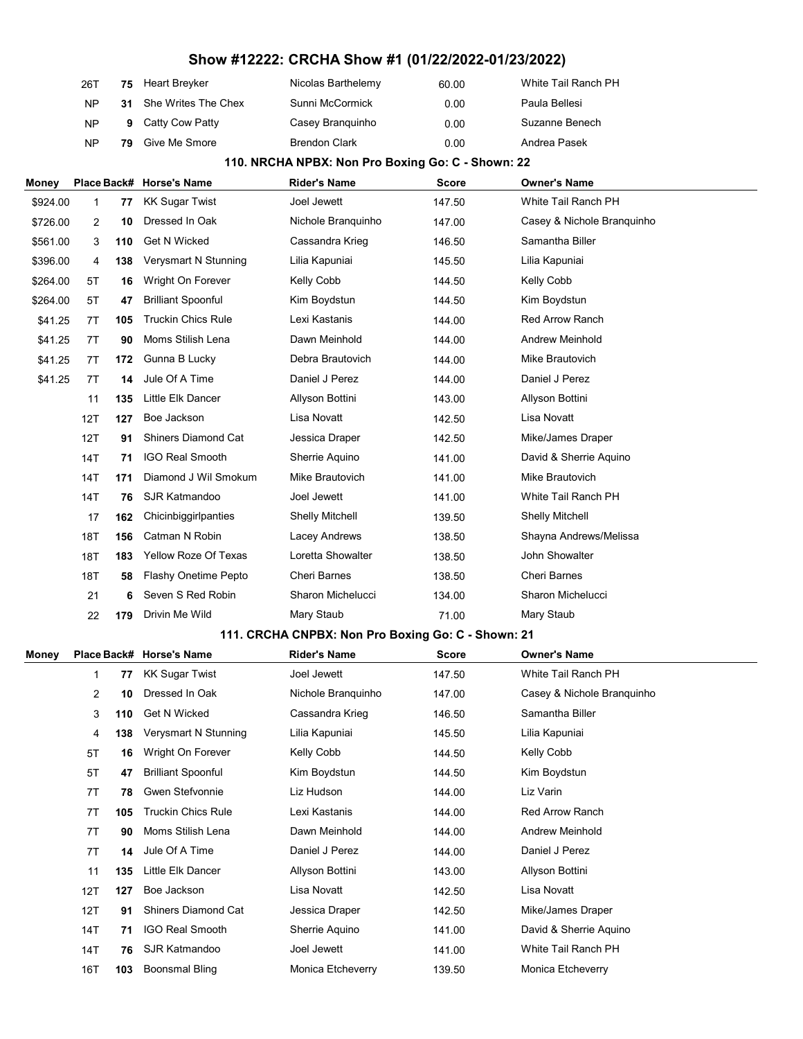# Show #12222: CRCHA Show #1 (01/22/2022-01/23/2022)

| Money | Place | Back# | Horse's Name | Rider's Name | Score | Owner's Name |
|---|---|---|---|---|---|---|
| | 26T | 75 | Heart Breyker | Nicolas Barthelemy | 60.00 | White Tail Ranch PH |
| | NP | 31 | She Writes The Chex | Sunni McCormick | 0.00 | Paula Bellesi |
| | NP | 9 | Catty Cow Patty | Casey Branquinho | 0.00 | Suzanne Benech |
| | NP | 79 | Give Me Smore | Brendon Clark | 0.00 | Andrea Pasek |

## 110. NRCHA NPBX: Non Pro Boxing Go: C - Shown: 22

| Money | Place | Back# | Horse's Name | Rider's Name | Score | Owner's Name |
|---|---|---|---|---|---|---|
| $924.00 | 1 | 77 | KK Sugar Twist | Joel Jewett | 147.50 | White Tail Ranch PH |
| $726.00 | 2 | 10 | Dressed In Oak | Nichole Branquinho | 147.00 | Casey & Nichole Branquinho |
| $561.00 | 3 | 110 | Get N Wicked | Cassandra Krieg | 146.50 | Samantha Biller |
| $396.00 | 4 | 138 | Verysmart N Stunning | Lilia Kapuniai | 145.50 | Lilia Kapuniai |
| $264.00 | 5T | 16 | Wright On Forever | Kelly Cobb | 144.50 | Kelly Cobb |
| $264.00 | 5T | 47 | Brilliant Spoonful | Kim Boydstun | 144.50 | Kim Boydstun |
| $41.25 | 7T | 105 | Truckin Chics Rule | Lexi Kastanis | 144.00 | Red Arrow Ranch |
| $41.25 | 7T | 90 | Moms Stilish Lena | Dawn Meinhold | 144.00 | Andrew Meinhold |
| $41.25 | 7T | 172 | Gunna B Lucky | Debra Brautovich | 144.00 | Mike Brautovich |
| $41.25 | 7T | 14 | Jule Of A Time | Daniel J Perez | 144.00 | Daniel J Perez |
| | 11 | 135 | Little Elk Dancer | Allyson Bottini | 143.00 | Allyson Bottini |
| | 12T | 127 | Boe Jackson | Lisa Novatt | 142.50 | Lisa Novatt |
| | 12T | 91 | Shiners Diamond Cat | Jessica Draper | 142.50 | Mike/James Draper |
| | 14T | 71 | IGO Real Smooth | Sherrie Aquino | 141.00 | David & Sherrie Aquino |
| | 14T | 171 | Diamond J Wil Smokum | Mike Brautovich | 141.00 | Mike Brautovich |
| | 14T | 76 | SJR Katmandoo | Joel Jewett | 141.00 | White Tail Ranch PH |
| | 17 | 162 | Chicinbiggirlpanties | Shelly Mitchell | 139.50 | Shelly Mitchell |
| | 18T | 156 | Catman N Robin | Lacey Andrews | 138.50 | Shayna Andrews/Melissa |
| | 18T | 183 | Yellow Roze Of Texas | Loretta Showalter | 138.50 | John Showalter |
| | 18T | 58 | Flashy Onetime Pepto | Cheri Barnes | 138.50 | Cheri Barnes |
| | 21 | 6 | Seven S Red Robin | Sharon Michelucci | 134.00 | Sharon Michelucci |
| | 22 | 179 | Drivin Me Wild | Mary Staub | 71.00 | Mary Staub |

## 111. CRCHA CNPBX: Non Pro Boxing Go: C - Shown: 21

| Money | Place | Back# | Horse's Name | Rider's Name | Score | Owner's Name |
|---|---|---|---|---|---|---|
| | 1 | 77 | KK Sugar Twist | Joel Jewett | 147.50 | White Tail Ranch PH |
| | 2 | 10 | Dressed In Oak | Nichole Branquinho | 147.00 | Casey & Nichole Branquinho |
| | 3 | 110 | Get N Wicked | Cassandra Krieg | 146.50 | Samantha Biller |
| | 4 | 138 | Verysmart N Stunning | Lilia Kapuniai | 145.50 | Lilia Kapuniai |
| | 5T | 16 | Wright On Forever | Kelly Cobb | 144.50 | Kelly Cobb |
| | 5T | 47 | Brilliant Spoonful | Kim Boydstun | 144.50 | Kim Boydstun |
| | 7T | 78 | Gwen Stefvonnie | Liz Hudson | 144.00 | Liz Varin |
| | 7T | 105 | Truckin Chics Rule | Lexi Kastanis | 144.00 | Red Arrow Ranch |
| | 7T | 90 | Moms Stilish Lena | Dawn Meinhold | 144.00 | Andrew Meinhold |
| | 7T | 14 | Jule Of A Time | Daniel J Perez | 144.00 | Daniel J Perez |
| | 11 | 135 | Little Elk Dancer | Allyson Bottini | 143.00 | Allyson Bottini |
| | 12T | 127 | Boe Jackson | Lisa Novatt | 142.50 | Lisa Novatt |
| | 12T | 91 | Shiners Diamond Cat | Jessica Draper | 142.50 | Mike/James Draper |
| | 14T | 71 | IGO Real Smooth | Sherrie Aquino | 141.00 | David & Sherrie Aquino |
| | 14T | 76 | SJR Katmandoo | Joel Jewett | 141.00 | White Tail Ranch PH |
| | 16T | 103 | Boonsmal Bling | Monica Etcheverry | 139.50 | Monica Etcheverry |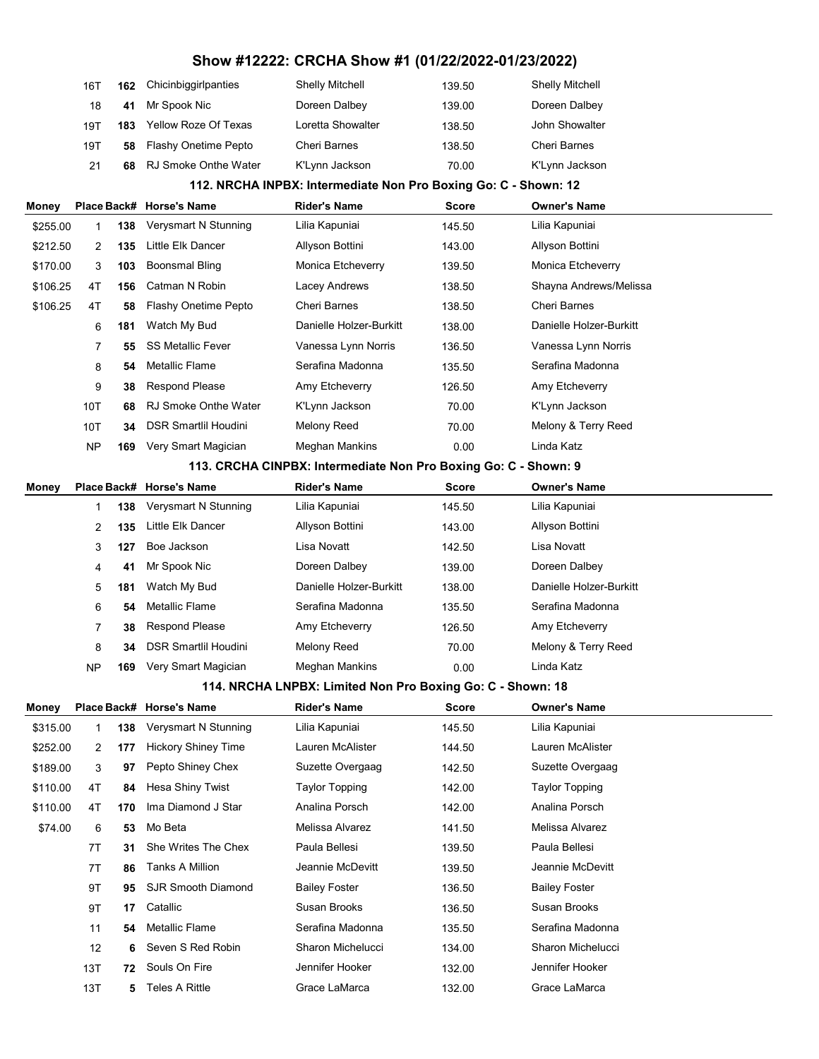# Show #12222: CRCHA Show #1 (01/22/2022-01/23/2022)

| Money | Place | Back# | Horse's Name | Rider's Name | Score | Owner's Name |
|---|---|---|---|---|---|---|
| | 16T | 162 | Chicinbiggirlpanties | Shelly Mitchell | 139.50 | Shelly Mitchell |
| | 18 | 41 | Mr Spook Nic | Doreen Dalbey | 139.00 | Doreen Dalbey |
| | 19T | 183 | Yellow Roze Of Texas | Loretta Showalter | 138.50 | John Showalter |
| | 19T | 58 | Flashy Onetime Pepto | Cheri Barnes | 138.50 | Cheri Barnes |
| | 21 | 68 | RJ Smoke Onthe Water | K'Lynn Jackson | 70.00 | K'Lynn Jackson |

## 112. NRCHA INPBX: Intermediate Non Pro Boxing Go: C - Shown: 12

| Money | Place | Back# | Horse's Name | Rider's Name | Score | Owner's Name |
|---|---|---|---|---|---|---|
| $255.00 | 1 | 138 | Verysmart N Stunning | Lilia Kapuniai | 145.50 | Lilia Kapuniai |
| $212.50 | 2 | 135 | Little Elk Dancer | Allyson Bottini | 143.00 | Allyson Bottini |
| $170.00 | 3 | 103 | Boonsmal Bling | Monica Etcheverry | 139.50 | Monica Etcheverry |
| $106.25 | 4T | 156 | Catman N Robin | Lacey Andrews | 138.50 | Shayna Andrews/Melissa |
| $106.25 | 4T | 58 | Flashy Onetime Pepto | Cheri Barnes | 138.50 | Cheri Barnes |
| | 6 | 181 | Watch My Bud | Danielle Holzer-Burkitt | 138.00 | Danielle Holzer-Burkitt |
| | 7 | 55 | SS Metallic Fever | Vanessa Lynn Norris | 136.50 | Vanessa Lynn Norris |
| | 8 | 54 | Metallic Flame | Serafina Madonna | 135.50 | Serafina Madonna |
| | 9 | 38 | Respond Please | Amy Etcheverry | 126.50 | Amy Etcheverry |
| | 10T | 68 | RJ Smoke Onthe Water | K'Lynn Jackson | 70.00 | K'Lynn Jackson |
| | 10T | 34 | DSR Smartlil Houdini | Melony Reed | 70.00 | Melony & Terry Reed |
| | NP | 169 | Very Smart Magician | Meghan Mankins | 0.00 | Linda Katz |

## 113. CRCHA CINPBX: Intermediate Non Pro Boxing Go: C - Shown: 9

| Money | Place | Back# | Horse's Name | Rider's Name | Score | Owner's Name |
|---|---|---|---|---|---|---|
| | 1 | 138 | Verysmart N Stunning | Lilia Kapuniai | 145.50 | Lilia Kapuniai |
| | 2 | 135 | Little Elk Dancer | Allyson Bottini | 143.00 | Allyson Bottini |
| | 3 | 127 | Boe Jackson | Lisa Novatt | 142.50 | Lisa Novatt |
| | 4 | 41 | Mr Spook Nic | Doreen Dalbey | 139.00 | Doreen Dalbey |
| | 5 | 181 | Watch My Bud | Danielle Holzer-Burkitt | 138.00 | Danielle Holzer-Burkitt |
| | 6 | 54 | Metallic Flame | Serafina Madonna | 135.50 | Serafina Madonna |
| | 7 | 38 | Respond Please | Amy Etcheverry | 126.50 | Amy Etcheverry |
| | 8 | 34 | DSR Smartlil Houdini | Melony Reed | 70.00 | Melony & Terry Reed |
| | NP | 169 | Very Smart Magician | Meghan Mankins | 0.00 | Linda Katz |

## 114. NRCHA LNPBX: Limited Non Pro Boxing Go: C - Shown: 18

| Money | Place | Back# | Horse's Name | Rider's Name | Score | Owner's Name |
|---|---|---|---|---|---|---|
| $315.00 | 1 | 138 | Verysmart N Stunning | Lilia Kapuniai | 145.50 | Lilia Kapuniai |
| $252.00 | 2 | 177 | Hickory Shiney Time | Lauren McAlister | 144.50 | Lauren McAlister |
| $189.00 | 3 | 97 | Pepto Shiney Chex | Suzette Overgaag | 142.50 | Suzette Overgaag |
| $110.00 | 4T | 84 | Hesa Shiny Twist | Taylor Topping | 142.00 | Taylor Topping |
| $110.00 | 4T | 170 | Ima Diamond J Star | Analina Porsch | 142.00 | Analina Porsch |
| $74.00 | 6 | 53 | Mo Beta | Melissa Alvarez | 141.50 | Melissa Alvarez |
| | 7T | 31 | She Writes The Chex | Paula Bellesi | 139.50 | Paula Bellesi |
| | 7T | 86 | Tanks A Million | Jeannie McDevitt | 139.50 | Jeannie McDevitt |
| | 9T | 95 | SJR Smooth Diamond | Bailey Foster | 136.50 | Bailey Foster |
| | 9T | 17 | Catallic | Susan Brooks | 136.50 | Susan Brooks |
| | 11 | 54 | Metallic Flame | Serafina Madonna | 135.50 | Serafina Madonna |
| | 12 | 6 | Seven S Red Robin | Sharon Michelucci | 134.00 | Sharon Michelucci |
| | 13T | 72 | Souls On Fire | Jennifer Hooker | 132.00 | Jennifer Hooker |
| | 13T | 5 | Teles A Rittle | Grace LaMarca | 132.00 | Grace LaMarca |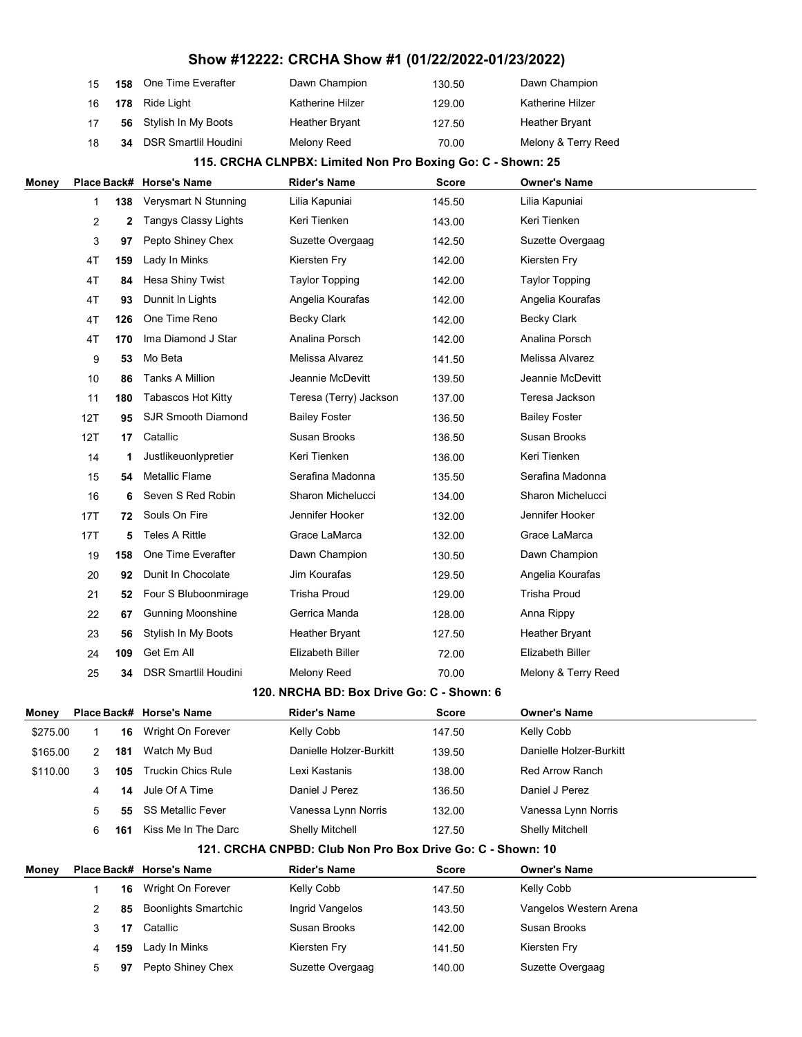# Show #12222: CRCHA Show #1 (01/22/2022-01/23/2022)

| Money | Place | Back# | Horse's Name | Rider's Name | Score | Owner's Name |
|---|---|---|---|---|---|---|
| | 15 | 158 | One Time Everafter | Dawn Champion | 130.50 | Dawn Champion |
| | 16 | 178 | Ride Light | Katherine Hilzer | 129.00 | Katherine Hilzer |
| | 17 | 56 | Stylish In My Boots | Heather Bryant | 127.50 | Heather Bryant |
| | 18 | 34 | DSR Smartlil Houdini | Melony Reed | 70.00 | Melony & Terry Reed |

### 115. CRCHA CLNPBX: Limited Non Pro Boxing Go: C - Shown: 25

| Money | Place | Back# | Horse's Name | Rider's Name | Score | Owner's Name |
|---|---|---|---|---|---|---|
| | 1 | 138 | Verysmart N Stunning | Lilia Kapuniai | 145.50 | Lilia Kapuniai |
| | 2 | 2 | Tangys Classy Lights | Keri Tienken | 143.00 | Keri Tienken |
| | 3 | 97 | Pepto Shiney Chex | Suzette Overgaag | 142.50 | Suzette Overgaag |
| | 4T | 159 | Lady In Minks | Kiersten Fry | 142.00 | Kiersten Fry |
| | 4T | 84 | Hesa Shiny Twist | Taylor Topping | 142.00 | Taylor Topping |
| | 4T | 93 | Dunnit In Lights | Angelia Kourafas | 142.00 | Angelia Kourafas |
| | 4T | 126 | One Time Reno | Becky Clark | 142.00 | Becky Clark |
| | 4T | 170 | Ima Diamond J Star | Analina Porsch | 142.00 | Analina Porsch |
| | 9 | 53 | Mo Beta | Melissa Alvarez | 141.50 | Melissa Alvarez |
| | 10 | 86 | Tanks A Million | Jeannie McDevitt | 139.50 | Jeannie McDevitt |
| | 11 | 180 | Tabascos Hot Kitty | Teresa (Terry) Jackson | 137.00 | Teresa Jackson |
| | 12T | 95 | SJR Smooth Diamond | Bailey Foster | 136.50 | Bailey Foster |
| | 12T | 17 | Catallic | Susan Brooks | 136.50 | Susan Brooks |
| | 14 | 1 | Justlikeuonlypretier | Keri Tienken | 136.00 | Keri Tienken |
| | 15 | 54 | Metallic Flame | Serafina Madonna | 135.50 | Serafina Madonna |
| | 16 | 6 | Seven S Red Robin | Sharon Michelucci | 134.00 | Sharon Michelucci |
| | 17T | 72 | Souls On Fire | Jennifer Hooker | 132.00 | Jennifer Hooker |
| | 17T | 5 | Teles A Rittle | Grace LaMarca | 132.00 | Grace LaMarca |
| | 19 | 158 | One Time Everafter | Dawn Champion | 130.50 | Dawn Champion |
| | 20 | 92 | Dunit In Chocolate | Jim Kourafas | 129.50 | Angelia Kourafas |
| | 21 | 52 | Four S Bluboonmirage | Trisha Proud | 129.00 | Trisha Proud |
| | 22 | 67 | Gunning Moonshine | Gerrica Manda | 128.00 | Anna Rippy |
| | 23 | 56 | Stylish In My Boots | Heather Bryant | 127.50 | Heather Bryant |
| | 24 | 109 | Get Em All | Elizabeth Biller | 72.00 | Elizabeth Biller |
| | 25 | 34 | DSR Smartlil Houdini | Melony Reed | 70.00 | Melony & Terry Reed |

### 120. NRCHA BD: Box Drive Go: C - Shown: 6

| Money | Place | Back# | Horse's Name | Rider's Name | Score | Owner's Name |
|---|---|---|---|---|---|---|
| $275.00 | 1 | 16 | Wright On Forever | Kelly Cobb | 147.50 | Kelly Cobb |
| $165.00 | 2 | 181 | Watch My Bud | Danielle Holzer-Burkitt | 139.50 | Danielle Holzer-Burkitt |
| $110.00 | 3 | 105 | Truckin Chics Rule | Lexi Kastanis | 138.00 | Red Arrow Ranch |
| | 4 | 14 | Jule Of A Time | Daniel J Perez | 136.50 | Daniel J Perez |
| | 5 | 55 | SS Metallic Fever | Vanessa Lynn Norris | 132.00 | Vanessa Lynn Norris |
| | 6 | 161 | Kiss Me In The Darc | Shelly Mitchell | 127.50 | Shelly Mitchell |

### 121. CRCHA CNPBD: Club Non Pro Box Drive Go: C - Shown: 10

| Money | Place | Back# | Horse's Name | Rider's Name | Score | Owner's Name |
|---|---|---|---|---|---|---|
| | 1 | 16 | Wright On Forever | Kelly Cobb | 147.50 | Kelly Cobb |
| | 2 | 85 | Boonlights Smartchic | Ingrid Vangelos | 143.50 | Vangelos Western Arena |
| | 3 | 17 | Catallic | Susan Brooks | 142.00 | Susan Brooks |
| | 4 | 159 | Lady In Minks | Kiersten Fry | 141.50 | Kiersten Fry |
| | 5 | 97 | Pepto Shiney Chex | Suzette Overgaag | 140.00 | Suzette Overgaag |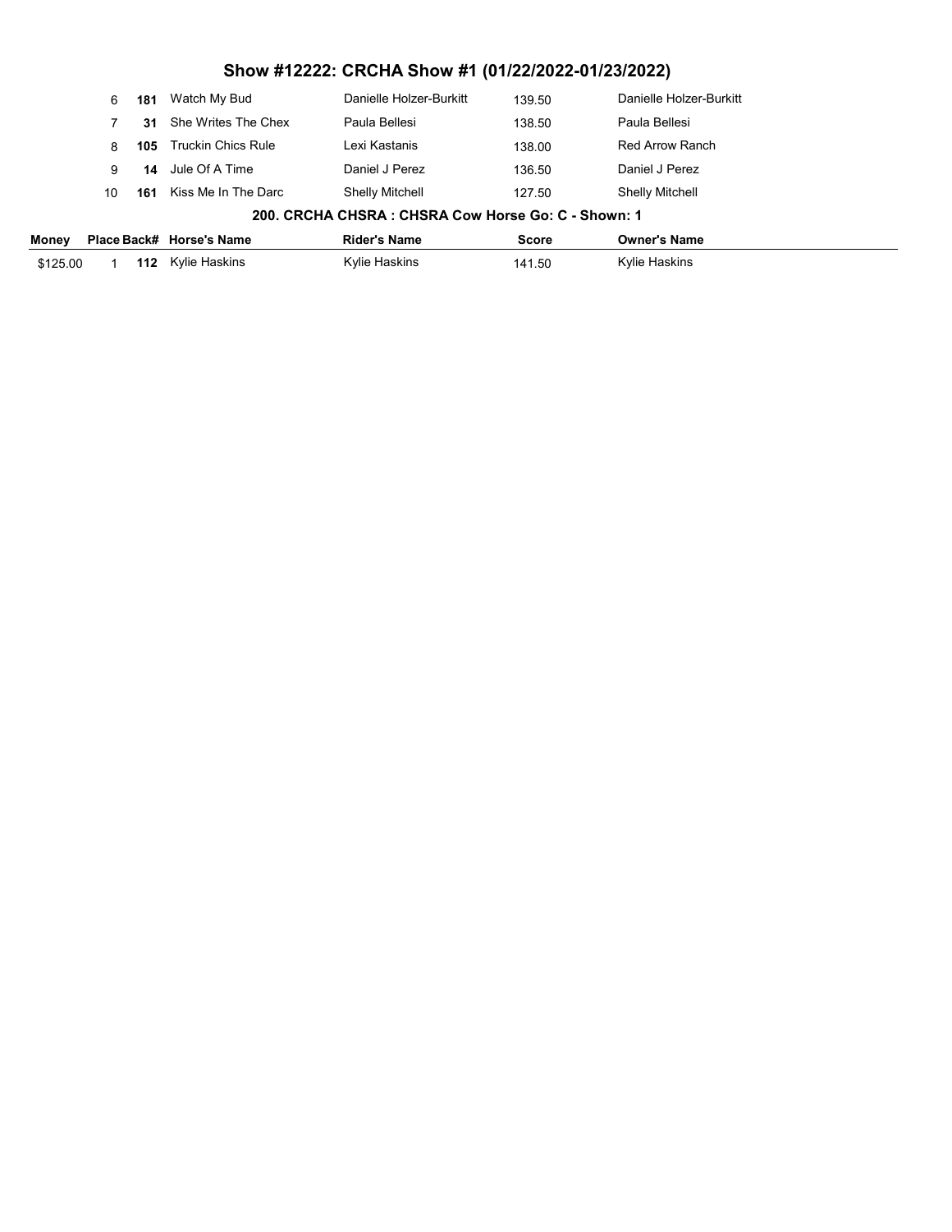# Show #12222: CRCHA Show #1 (01/22/2022-01/23/2022)

| Money | Place | Back# | Horse's Name | Rider's Name | Score | Owner's Name |
|---|---|---|---|---|---|---|
| | 6 | **181** | Watch My Bud | Danielle Holzer-Burkitt | 139.50 | Danielle Holzer-Burkitt |
| | 7 | **31** | She Writes The Chex | Paula Bellesi | 138.50 | Paula Bellesi |
| | 8 | **105** | Truckin Chics Rule | Lexi Kastanis | 138.00 | Red Arrow Ranch |
| | 9 | **14** | Jule Of A Time | Daniel J Perez | 136.50 | Daniel J Perez |
| | 10 | **161** | Kiss Me In The Darc | Shelly Mitchell | 127.50 | Shelly Mitchell |

### 200. CRCHA CHSRA : CHSRA Cow Horse Go: C - Shown: 1

| Money | Place | Back# | Horse's Name | Rider's Name | Score | Owner's Name |
|---|---|---|---|---|---|---|
| $125.00 | 1 | **112** | Kylie Haskins | Kylie Haskins | 141.50 | Kylie Haskins |